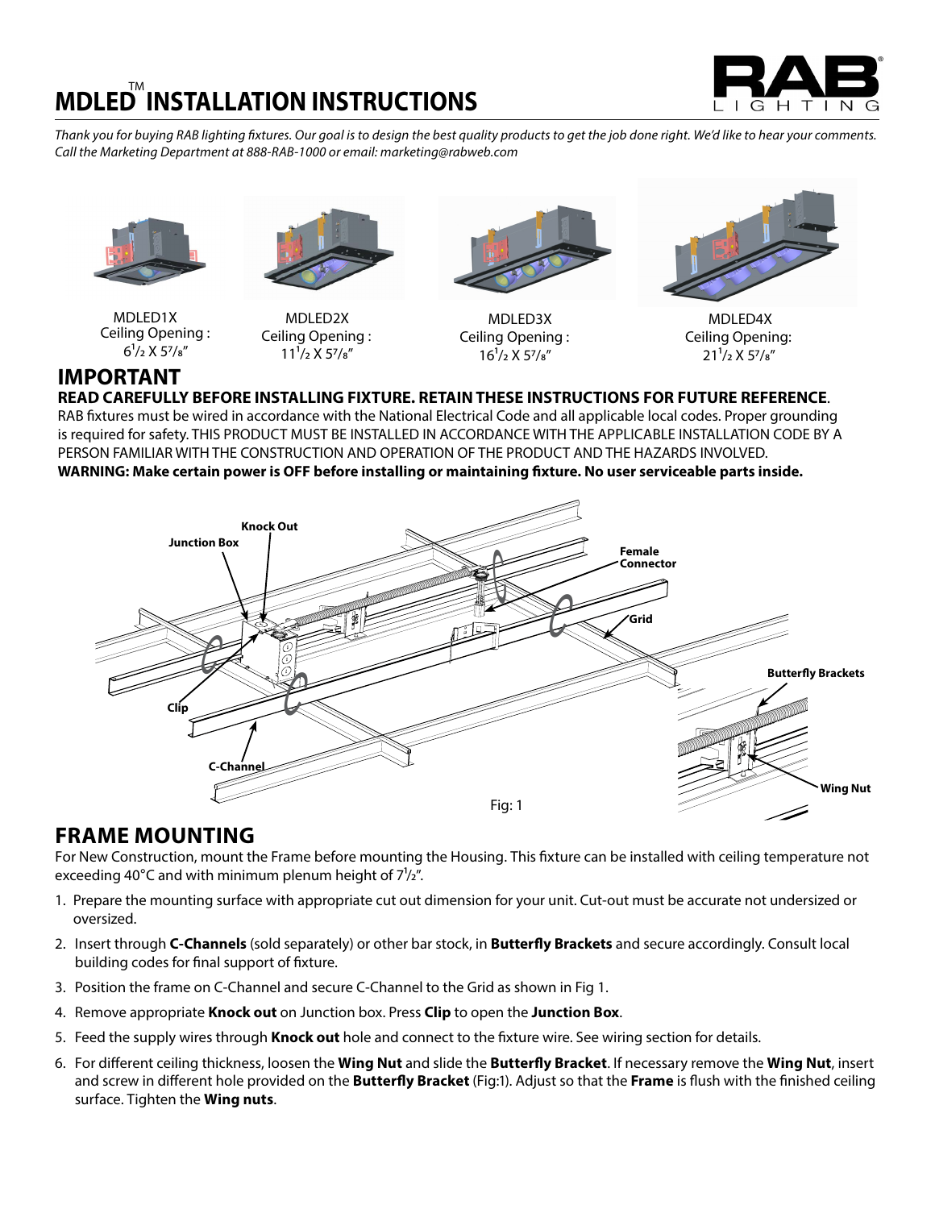# MDLED™ INSTALLATION INSTRUCTIONS

*Thank you for buying RAB lighting fixtures. Our goal is to design the best quality products to get the job done right. We'd like to hear your comments. Call the Marketing Department at 888-RAB-1000 or email: marketing@rabweb.com*

MDLED1X
Ceiling Opening :
6 1/2 X 5 7/8"

MDLED2X
Ceiling Opening :
11 1/2 X 5 7/8"

MDLED3X
Ceiling Opening :
16 1/2 X 5 7/8"

MDLED4X
Ceiling Opening:
21 1/2 X 5 7/8"

## IMPORTANT

**READ CAREFULLY BEFORE INSTALLING FIXTURE. RETAIN THESE INSTRUCTIONS FOR FUTURE REFERENCE**.
RAB fixtures must be wired in accordance with the National Electrical Code and all applicable local codes. Proper grounding is required for safety. THIS PRODUCT MUST BE INSTALLED IN ACCORDANCE WITH THE APPLICABLE INSTALLATION CODE BY A PERSON FAMILIAR WITH THE CONSTRUCTION AND OPERATION OF THE PRODUCT AND THE HAZARDS INVOLVED.
**WARNING: Make certain power is OFF before installing or maintaining fixture. No user serviceable parts inside.**

Knock Out, Junction Box, Female Connector, Grid, Butterfly Brackets, Clip, C-Channel, Wing Nut

Fig: 1

## FRAME MOUNTING

For New Construction, mount the Frame before mounting the Housing. This fixture can be installed with ceiling temperature not exceeding 40°C and with minimum plenum height of 7 1/2".

1. Prepare the mounting surface with appropriate cut out dimension for your unit. Cut-out must be accurate not undersized or oversized.
2. Insert through **C-Channels** (sold separately) or other bar stock, in **Butterfly Brackets** and secure accordingly. Consult local building codes for final support of fixture.
3. Position the frame on C-Channel and secure C-Channel to the Grid as shown in Fig 1.
4. Remove appropriate **Knock out** on Junction box. Press **Clip** to open the **Junction Box**.
5. Feed the supply wires through **Knock out** hole and connect to the fixture wire. See wiring section for details.
6. For different ceiling thickness, loosen the **Wing Nut** and slide the **Butterfly Bracket**. If necessary remove the **Wing Nut**, insert and screw in different hole provided on the **Butterfly Bracket** (Fig:1). Adjust so that the **Frame** is flush with the finished ceiling surface. Tighten the **Wing nuts**.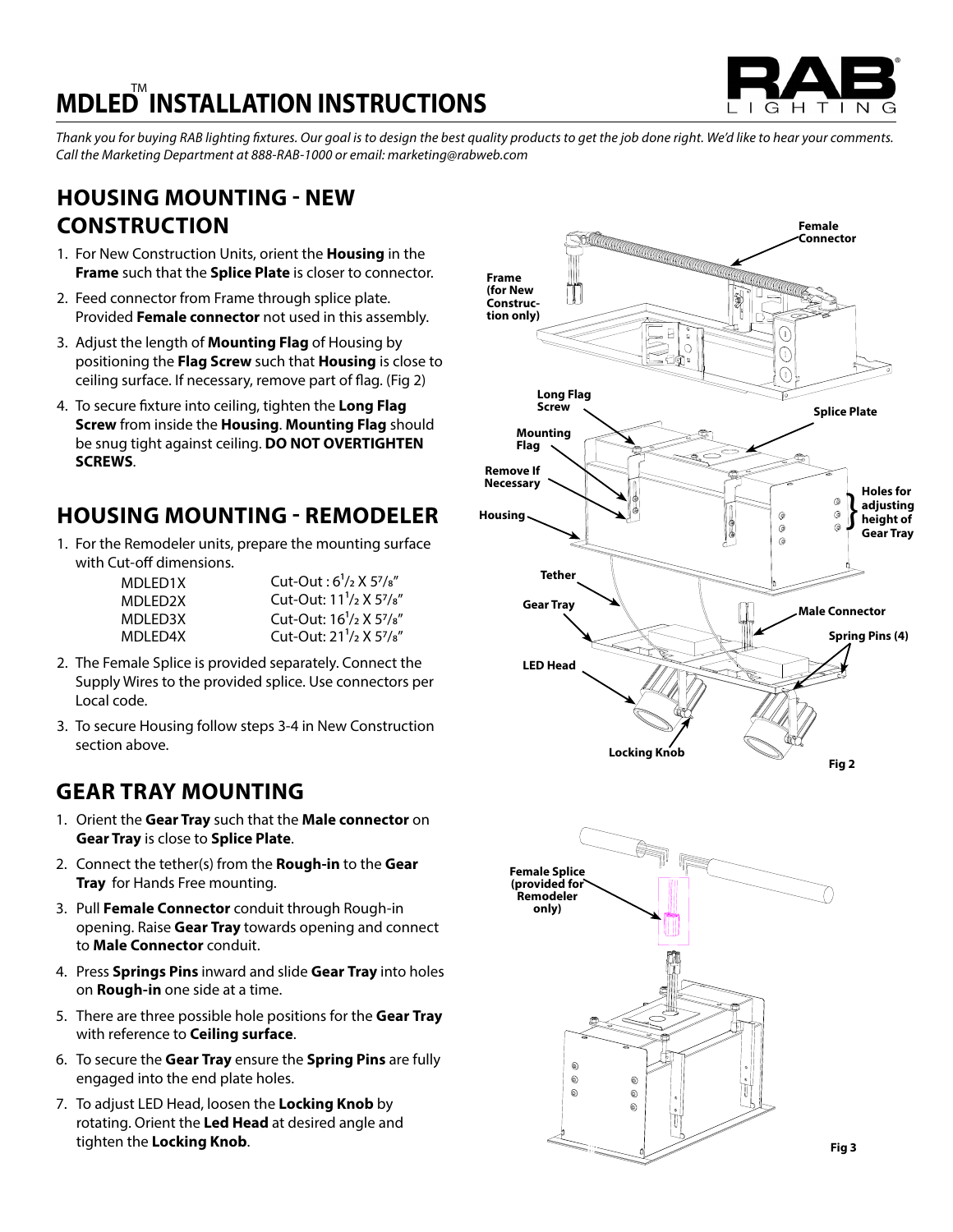# MDLED™ INSTALLATION INSTRUCTIONS

*Thank you for buying RAB lighting fixtures. Our goal is to design the best quality products to get the job done right. We'd like to hear your comments. Call the Marketing Department at 888-RAB-1000 or email: marketing@rabweb.com*

## HOUSING MOUNTING - NEW CONSTRUCTION

1. For New Construction Units, orient the **Housing** in the **Frame** such that the **Splice Plate** is closer to connector.
2. Feed connector from Frame through splice plate. Provided **Female connector** not used in this assembly.
3. Adjust the length of **Mounting Flag** of Housing by positioning the **Flag Screw** such that **Housing** is close to ceiling surface. If necessary, remove part of flag. (Fig 2)
4. To secure fixture into ceiling, tighten the **Long Flag Screw** from inside the **Housing**. **Mounting Flag** should be snug tight against ceiling. **DO NOT OVERTIGHTEN SCREWS**.

## HOUSING MOUNTING - REMODELER

1. For the Remodeler units, prepare the mounting surface with Cut-off dimensions.

| | |
|---|---|
| MDLED1X | Cut-Out : 6 1/2 X 5 7/8" |
| MDLED2X | Cut-Out: 11 1/2 X 5 7/8" |
| MDLED3X | Cut-Out: 16 1/2 X 5 7/8" |
| MDLED4X | Cut-Out: 21 1/2 X 5 7/8" |

2. The Female Splice is provided separately. Connect the Supply Wires to the provided splice. Use connectors per Local code.
3. To secure Housing follow steps 3-4 in New Construction section above.

## GEAR TRAY MOUNTING

1. Orient the **Gear Tray** such that the **Male connector** on **Gear Tray** is close to **Splice Plate**.
2. Connect the tether(s) from the **Rough-in** to the **Gear Tray** for Hands Free mounting.
3. Pull **Female Connector** conduit through Rough-in opening. Raise **Gear Tray** towards opening and connect to **Male Connector** conduit.
4. Press **Springs Pins** inward and slide **Gear Tray** into holes on **Rough-in** one side at a time.
5. There are three possible hole positions for the **Gear Tray** with reference to **Ceiling surface**.
6. To secure the **Gear Tray** ensure the **Spring Pins** are fully engaged into the end plate holes.
7. To adjust LED Head, loosen the **Locking Knob** by rotating. Orient the **Led Head** at desired angle and tighten the **Locking Knob**.

Female Connector
Frame (for New Construction only)
Long Flag Screw
Splice Plate
Mounting Flag
Remove If Necessary
Holes for adjusting height of Gear Tray
Housing
Tether
Gear Tray
Male Connector
Spring Pins (4)
LED Head
Locking Knob

Fig 2

Female Splice (provided for Remodeler only)

Fig 3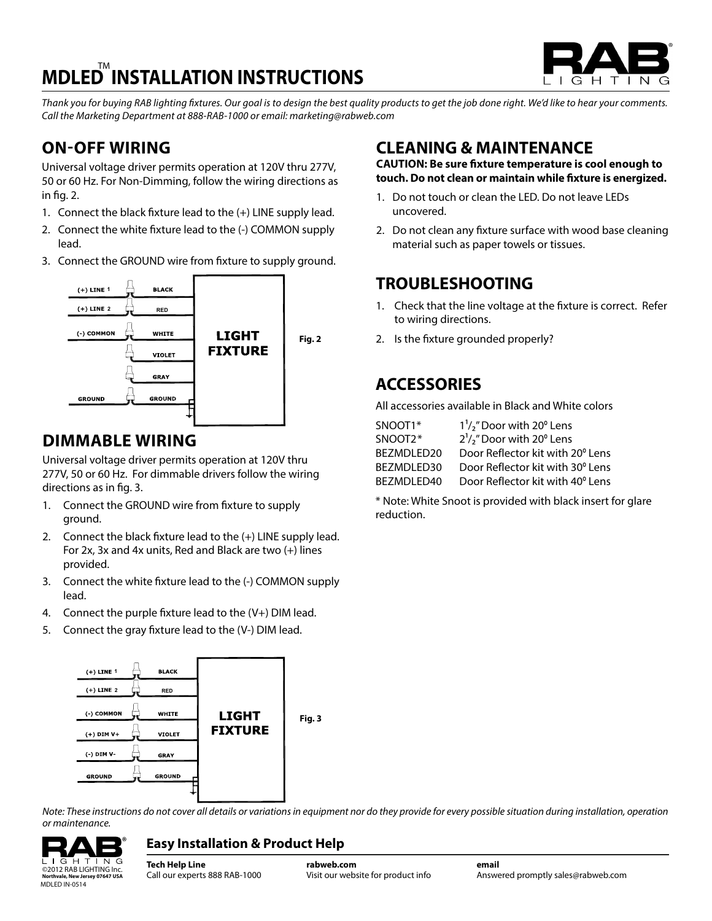# MDLED™ INSTALLATION INSTRUCTIONS

*Thank you for buying RAB lighting fixtures. Our goal is to design the best quality products to get the job done right. We'd like to hear your comments. Call the Marketing Department at 888-RAB-1000 or email: marketing@rabweb.com*

## ON-OFF WIRING

Universal voltage driver permits operation at 120V thru 277V, 50 or 60 Hz. For Non-Dimming, follow the wiring directions as in fig. 2.

1. Connect the black fixture lead to the (+) LINE supply lead.
2. Connect the white fixture lead to the (-) COMMON supply lead.
3. Connect the GROUND wire from fixture to supply ground.

(+) LINE 1 — BLACK
(+) LINE 2 — RED
(-) COMMON — WHITE
VIOLET
GRAY
GROUND — GROUND

LIGHT FIXTURE

Fig. 2

## DIMMABLE WIRING

Universal voltage driver permits operation at 120V thru 277V, 50 or 60 Hz. For dimmable drivers follow the wiring directions as in fig. 3.

1. Connect the GROUND wire from fixture to supply ground.
2. Connect the black fixture lead to the (+) LINE supply lead. For 2x, 3x and 4x units, Red and Black are two (+) lines provided.
3. Connect the white fixture lead to the (-) COMMON supply lead.
4. Connect the purple fixture lead to the (V+) DIM lead.
5. Connect the gray fixture lead to the (V-) DIM lead.

(+) LINE 1 — BLACK
(+) LINE 2 — RED
(-) COMMON — WHITE
(+) DIM V+ — VIOLET
(-) DIM V- — GRAY
GROUND — GROUND

LIGHT FIXTURE

Fig. 3

## CLEANING & MAINTENANCE

**CAUTION: Be sure fixture temperature is cool enough to touch. Do not clean or maintain while fixture is energized.**

1. Do not touch or clean the LED. Do not leave LEDs uncovered.
2. Do not clean any fixture surface with wood base cleaning material such as paper towels or tissues.

## TROUBLESHOOTING

1. Check that the line voltage at the fixture is correct. Refer to wiring directions.
2. Is the fixture grounded properly?

## ACCESSORIES

All accessories available in Black and White colors

| | |
|---|---|
| SNOOT1* | 1½" Door with 20° Lens |
| SNOOT2* | 2½" Door with 20° Lens |
| BEZMDLED20 | Door Reflector kit with 20° Lens |
| BEZMDLED30 | Door Reflector kit with 30° Lens |
| BEZMDLED40 | Door Reflector kit with 40° Lens |

* Note: White Snoot is provided with black insert for glare reduction.

*Note: These instructions do not cover all details or variations in equipment nor do they provide for every possible situation during installation, operation or maintenance.*

©2012 RAB LIGHTING Inc.
Northvale, New Jersey 07647 USA
MDLED IN-0514

### Easy Installation & Product Help

**Tech Help Line**
Call our experts 888 RAB-1000

**rabweb.com**
Visit our website for product info

**email**
Answered promptly sales@rabweb.com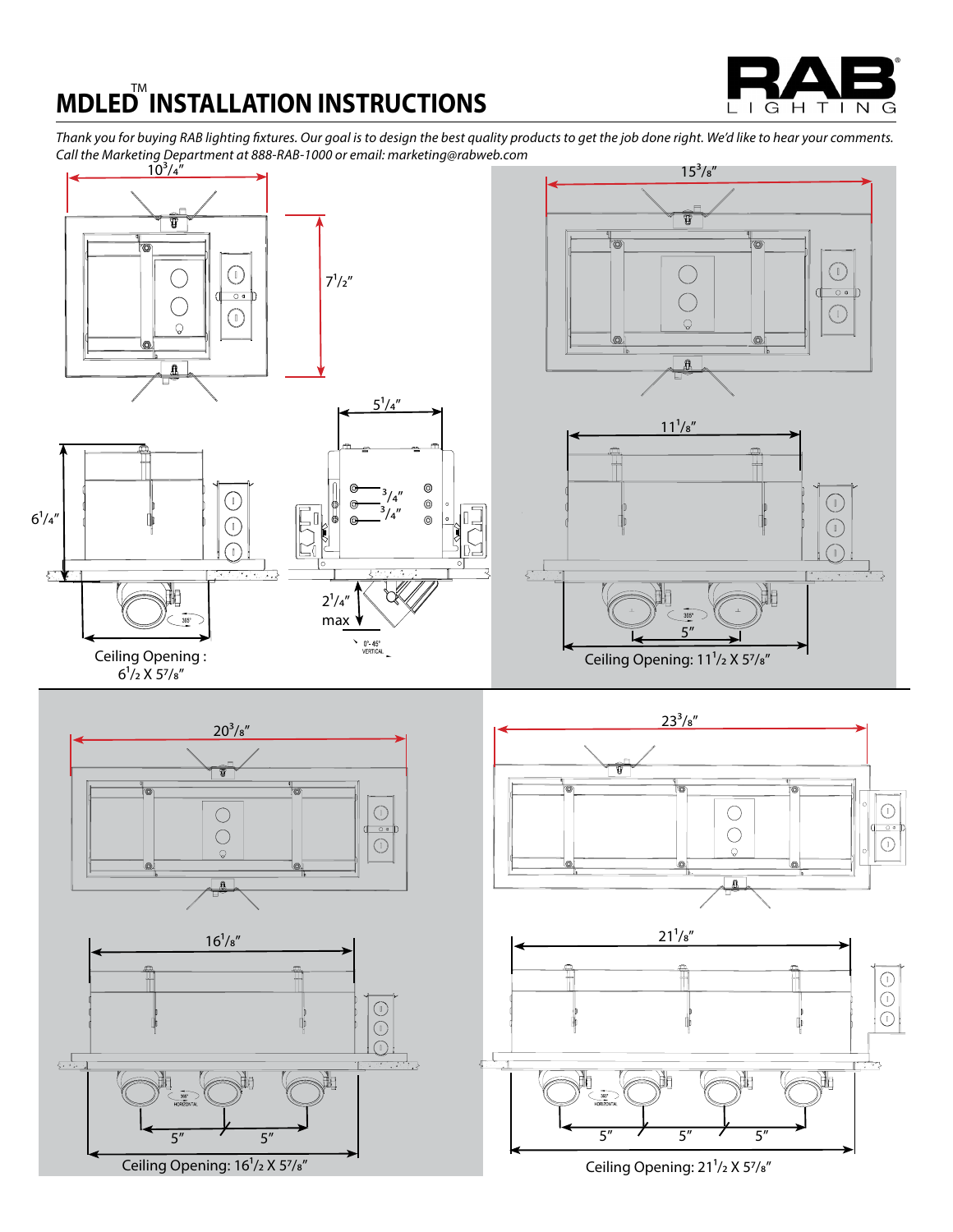# MDLED™ INSTALLATION INSTRUCTIONS

*Thank you for buying RAB lighting fixtures. Our goal is to design the best quality products to get the job done right. We'd like to hear your comments. Call the Marketing Department at 888-RAB-1000 or email: marketing@rabweb.com*

10³/₄″

7¹/₂″

6¹/₄″

5¹/₄″

³/₄″

³/₄″

2¹/₄″ max

0°- 45° VERTICAL

355°

Ceiling Opening : 6¹/₂ X 5⁷/₈″

15³/₈″

11¹/₈″

355°

5″

Ceiling Opening: 11¹/₂ X 5⁷/₈″

20³/₈″

16¹/₈″

360° HORIZONTAL

5″ 5″

Ceiling Opening: 16¹/₂ X 5⁷/₈″

23³/₈″

21¹/₈″

360° HORIZONTAL

5″ 5″ 5″

Ceiling Opening: 21¹/₂ X 5⁷/₈″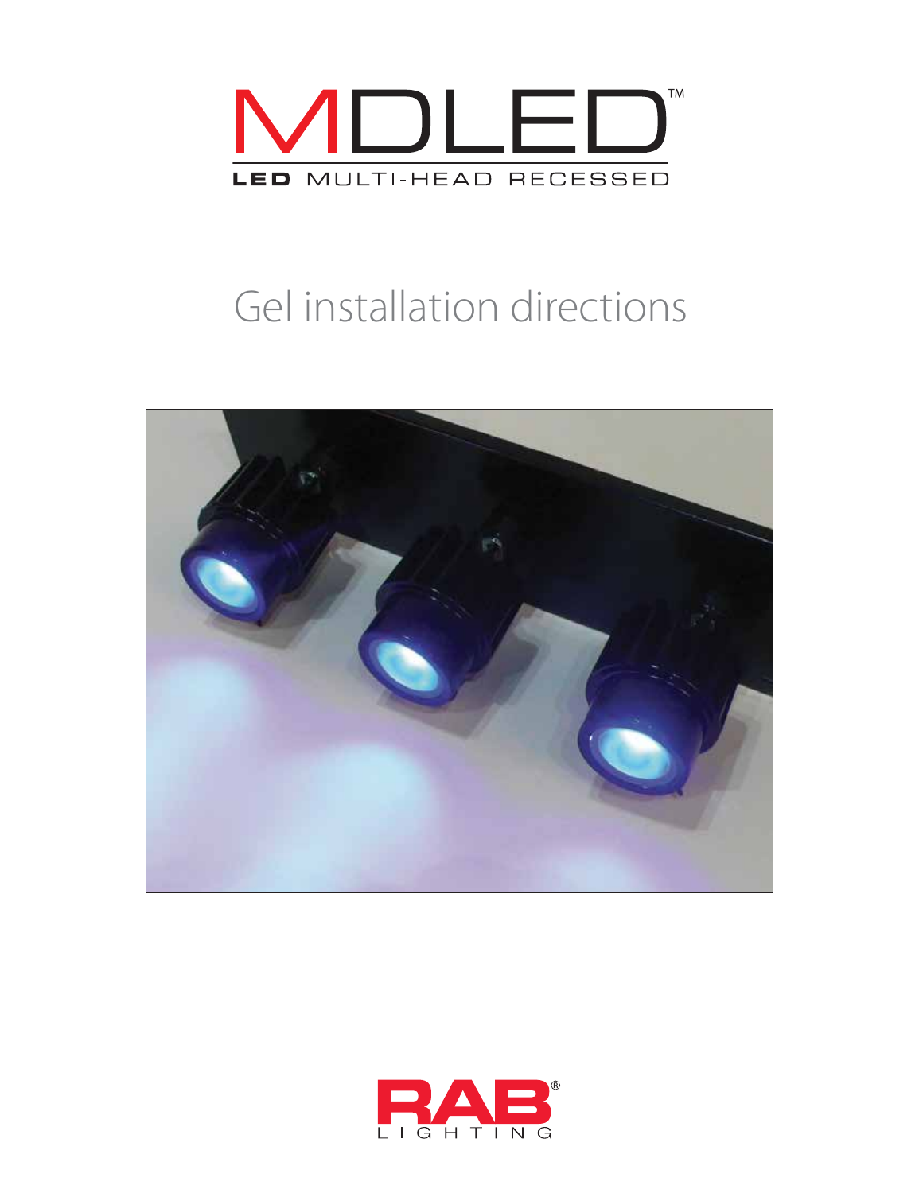# MDLED™

LED MULTI-HEAD RECESSED

## Gel installation directions

RAB® LIGHTING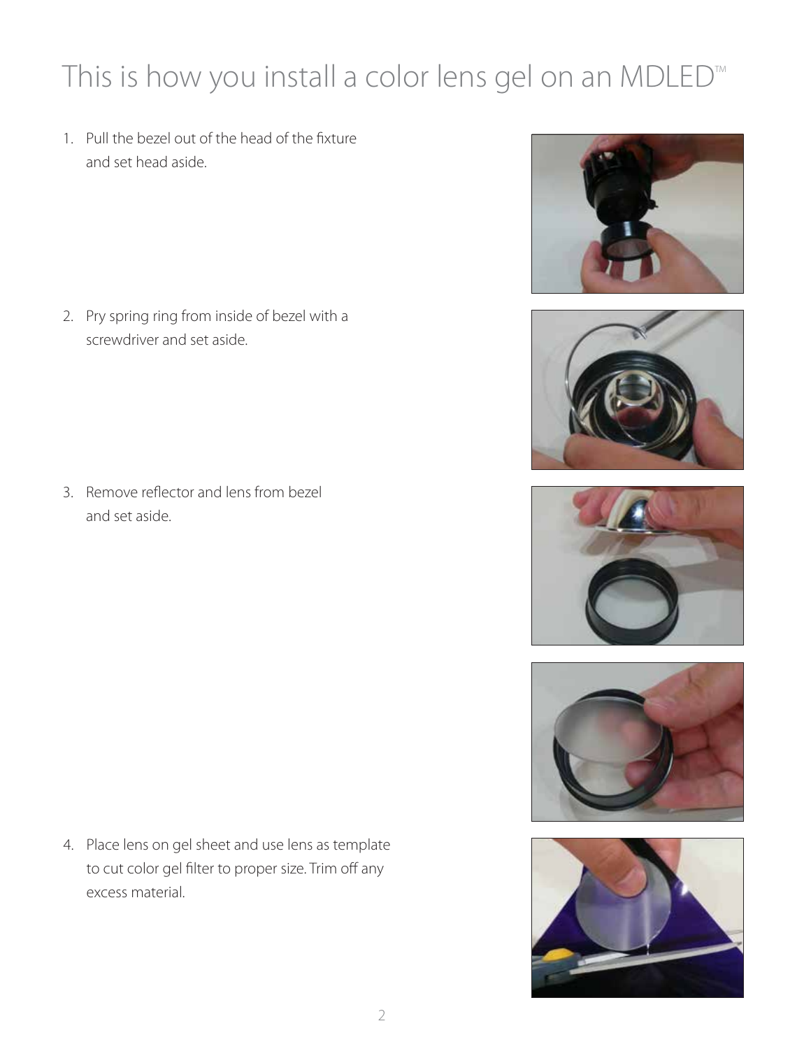# This is how you install a color lens gel on an MDLED™

1. Pull the bezel out of the head of the fixture and set head aside.
2. Pry spring ring from inside of bezel with a screwdriver and set aside.
3. Remove reflector and lens from bezel and set aside.
4. Place lens on gel sheet and use lens as template to cut color gel filter to proper size. Trim off any excess material.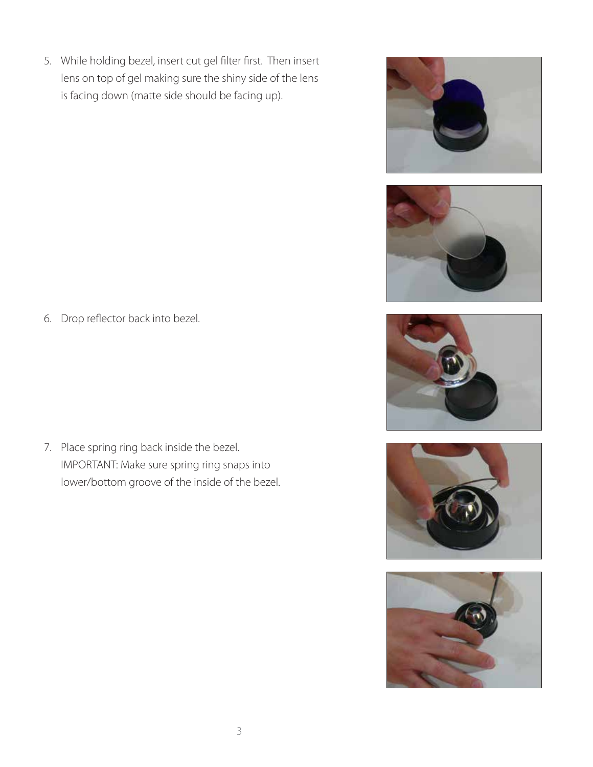5. While holding bezel, insert cut gel filter first. Then insert lens on top of gel making sure the shiny side of the lens is facing down (matte side should be facing up).

6. Drop reflector back into bezel.

7. Place spring ring back inside the bezel.
   IMPORTANT: Make sure spring ring snaps into lower/bottom groove of the inside of the bezel.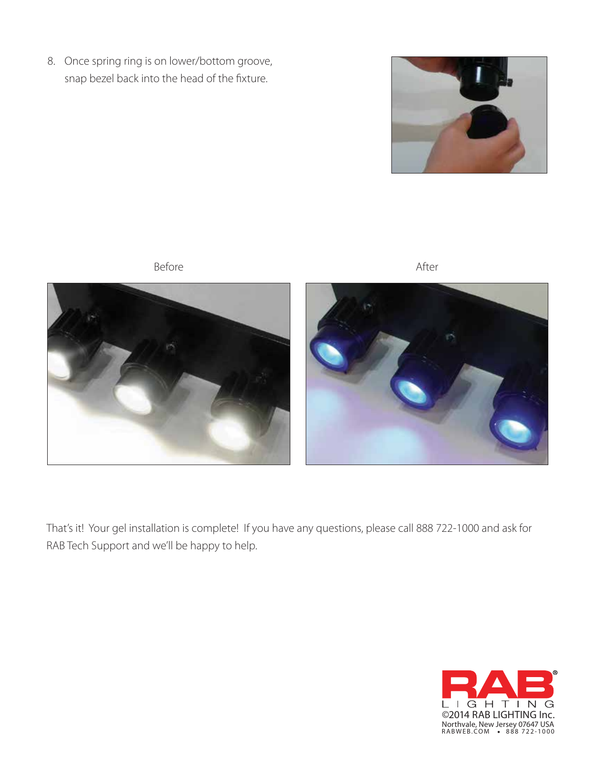8. Once spring ring is on lower/bottom groove, snap bezel back into the head of the fixture.

Before

After

That's it! Your gel installation is complete! If you have any questions, please call 888 722-1000 and ask for RAB Tech Support and we'll be happy to help.

RAB LIGHTING

©2014 RAB LIGHTING Inc.
Northvale, New Jersey 07647 USA
RABWEB.COM • 888 722-1000